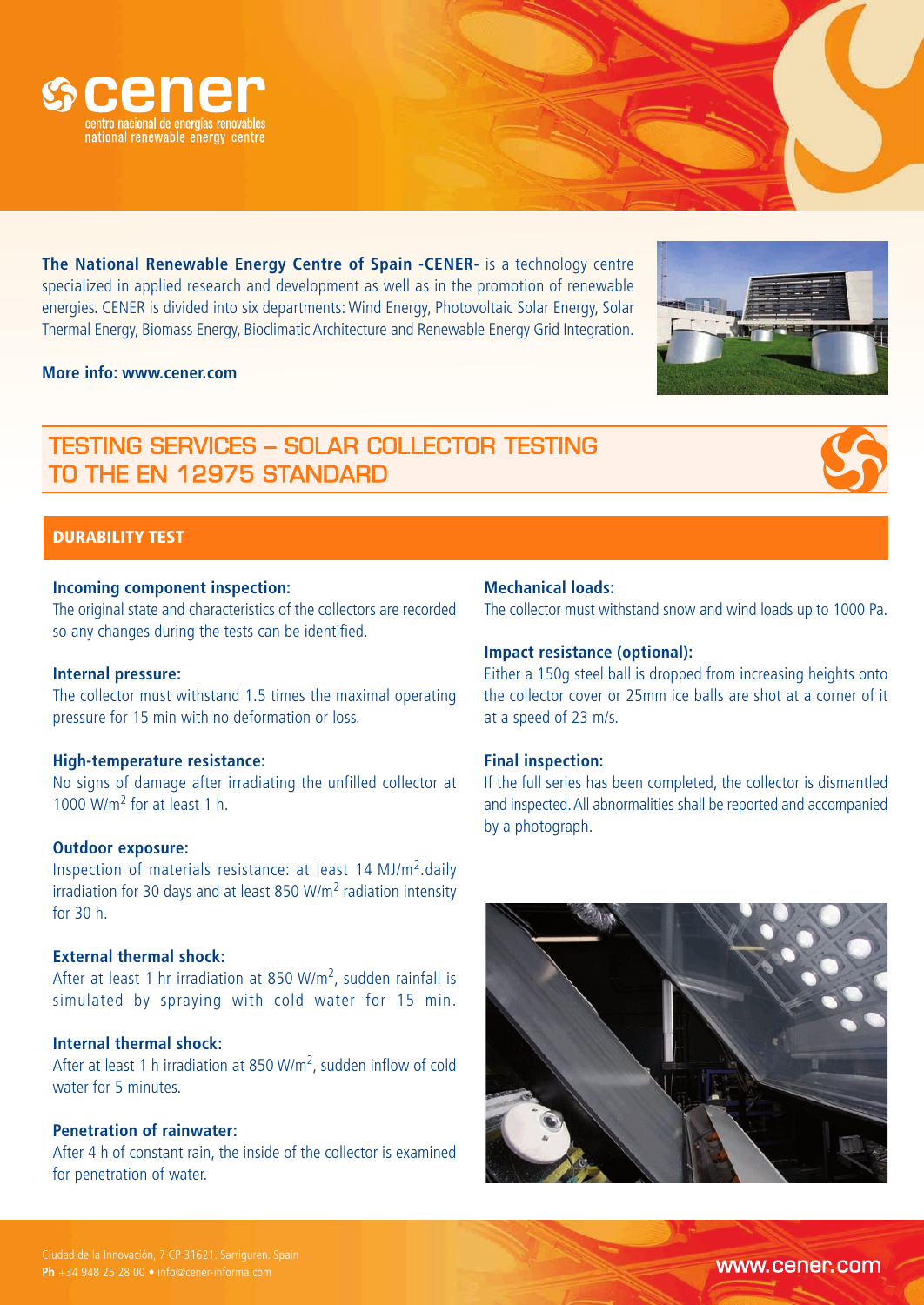**cener**
centro nacional de energías renovables
national renewable energy centre

**The National Renewable Energy Centre of Spain -CENER-** is a technology centre specialized in applied research and development as well as in the promotion of renewable energies. CENER is divided into six departments: Wind Energy, Photovoltaic Solar Energy, Solar Thermal Energy, Biomass Energy, Bioclimatic Architecture and Renewable Energy Grid Integration.

**More info: www.cener.com**

# TESTING SERVICES – SOLAR COLLECTOR TESTING TO THE EN 12975 STANDARD

## DURABILITY TEST

**Incoming component inspection:**
The original state and characteristics of the collectors are recorded so any changes during the tests can be identified.

**Internal pressure:**
The collector must withstand 1.5 times the maximal operating pressure for 15 min with no deformation or loss.

**High-temperature resistance:**
No signs of damage after irradiating the unfilled collector at 1000 W/m$^2$ for at least 1 h.

**Outdoor exposure:**
Inspection of materials resistance: at least 14 MJ/m$^2$.daily irradiation for 30 days and at least 850 W/m$^2$ radiation intensity for 30 h.

**External thermal shock:**
After at least 1 hr irradiation at 850 W/m$^2$, sudden rainfall is simulated by spraying with cold water for 15 min.

**Internal thermal shock:**
After at least 1 h irradiation at 850 W/m$^2$, sudden inflow of cold water for 5 minutes.

**Penetration of rainwater:**
After 4 h of constant rain, the inside of the collector is examined for penetration of water.

**Mechanical loads:**
The collector must withstand snow and wind loads up to 1000 Pa.

**Impact resistance (optional):**
Either a 150g steel ball is dropped from increasing heights onto the collector cover or 25mm ice balls are shot at a corner of it at a speed of 23 m/s.

**Final inspection:**
If the full series has been completed, the collector is dismantled and inspected. All abnormalities shall be reported and accompanied by a photograph.

Ciudad de la Innovación, 7 CP 31621. Sarriguren. Spain
**Ph** +34 948 25 28 00 • info@cener-informa.com

www.cener.com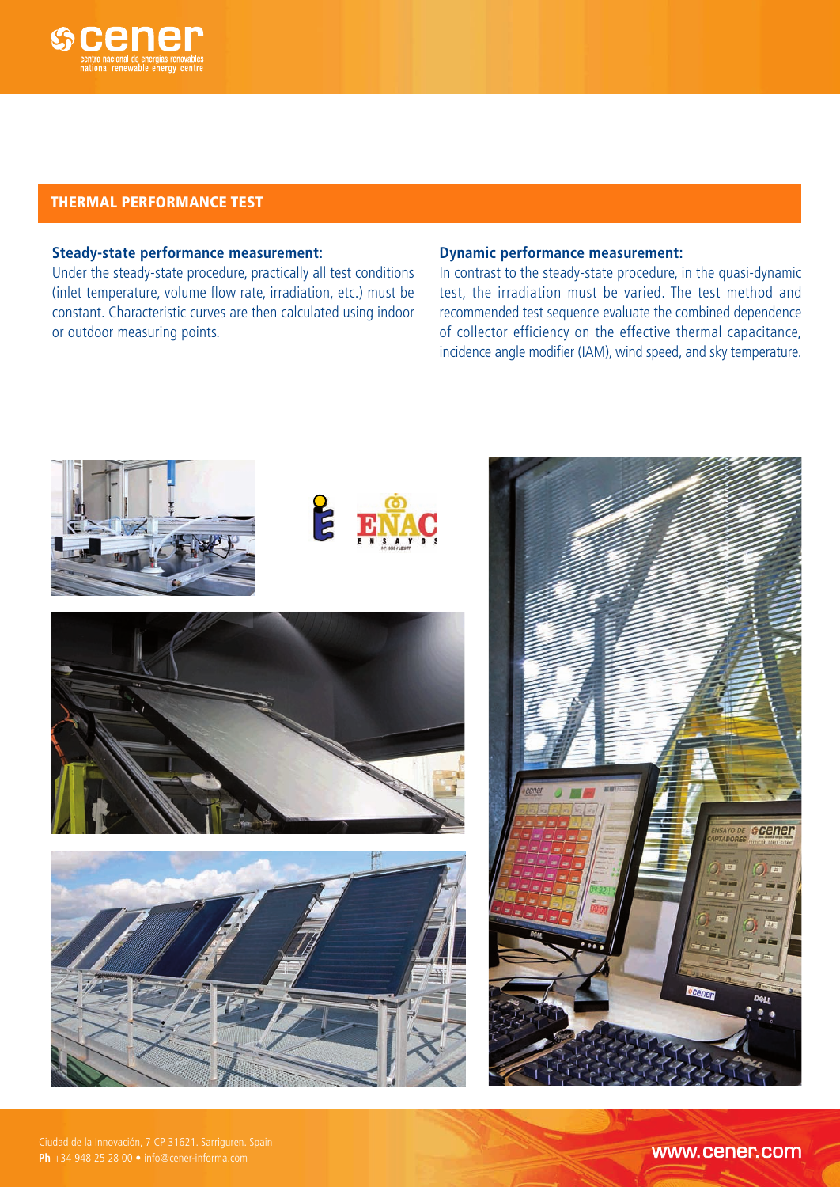## THERMAL PERFORMANCE TEST

### Steady-state performance measurement:

Under the steady-state procedure, practically all test conditions (inlet temperature, volume flow rate, irradiation, etc.) must be constant. Characteristic curves are then calculated using indoor or outdoor measuring points.

### Dynamic performance measurement:

In contrast to the steady-state procedure, in the quasi-dynamic test, the irradiation must be varied. The test method and recommended test sequence evaluate the combined dependence of collector efficiency on the effective thermal capacitance, incidence angle modifier (IAM), wind speed, and sky temperature.

Ciudad de la Innovación, 7 CP 31621. Sarriguren. Spain
**Ph** +34 948 25 28 00 • info@cener-informa.com

www.cener.com